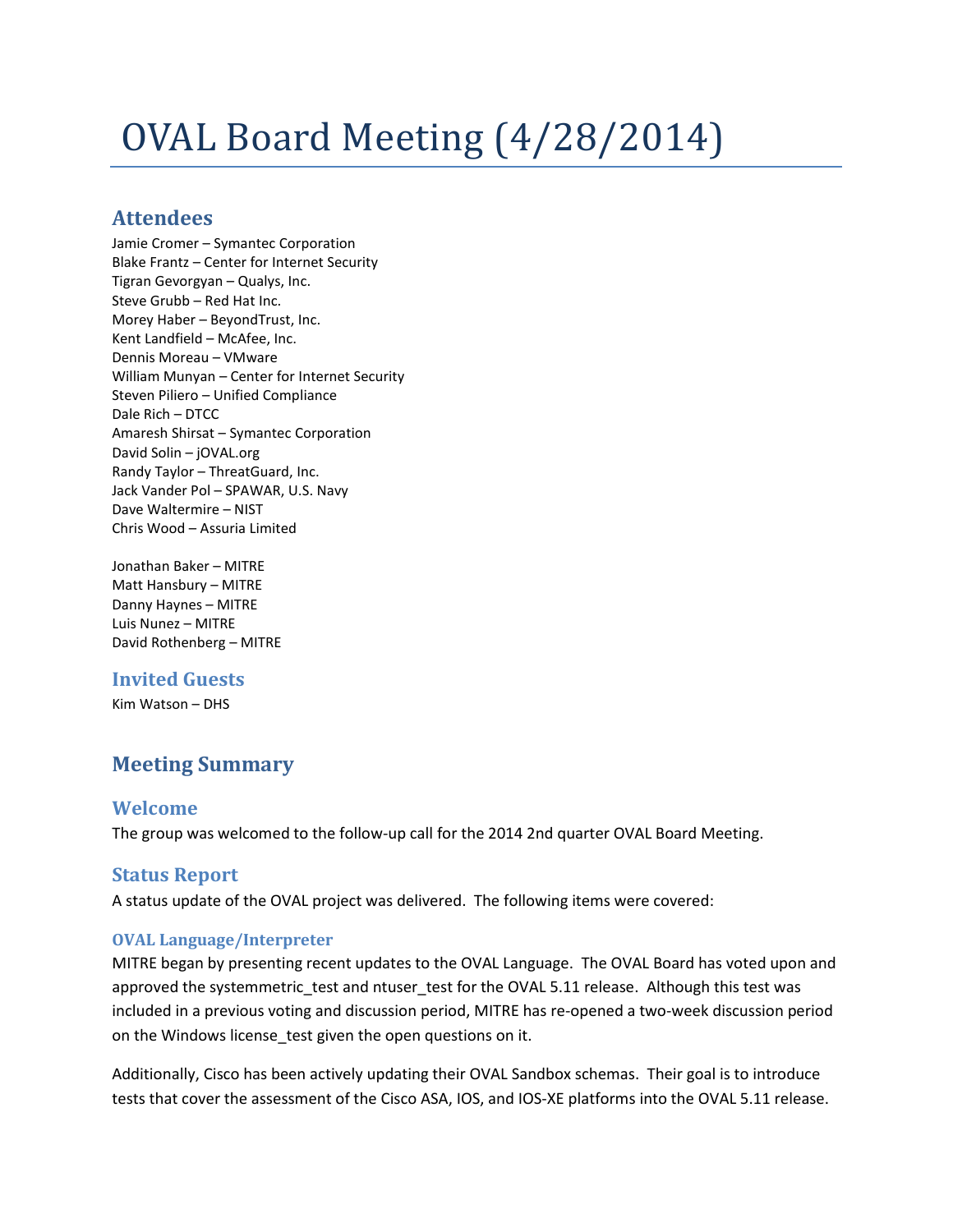# OVAL Board Meeting (4/28/2014)

## Attendees

Jamie Cromer – Symantec Corporation
Blake Frantz – Center for Internet Security
Tigran Gevorgyan – Qualys, Inc.
Steve Grubb – Red Hat Inc.
Morey Haber – BeyondTrust, Inc.
Kent Landfield – McAfee, Inc.
Dennis Moreau – VMware
William Munyan – Center for Internet Security
Steven Piliero – Unified Compliance
Dale Rich – DTCC
Amaresh Shirsat – Symantec Corporation
David Solin – jOVAL.org
Randy Taylor – ThreatGuard, Inc.
Jack Vander Pol – SPAWAR, U.S. Navy
Dave Waltermire – NIST
Chris Wood – Assuria Limited

Jonathan Baker – MITRE
Matt Hansbury – MITRE
Danny Haynes – MITRE
Luis Nunez – MITRE
David Rothenberg – MITRE

### Invited Guests

Kim Watson – DHS

## Meeting Summary

### Welcome

The group was welcomed to the follow-up call for the 2014 2nd quarter OVAL Board Meeting.

### Status Report

A status update of the OVAL project was delivered. The following items were covered:

#### OVAL Language/Interpreter

MITRE began by presenting recent updates to the OVAL Language. The OVAL Board has voted upon and approved the systemmetric_test and ntuser_test for the OVAL 5.11 release. Although this test was included in a previous voting and discussion period, MITRE has re-opened a two-week discussion period on the Windows license_test given the open questions on it.

Additionally, Cisco has been actively updating their OVAL Sandbox schemas. Their goal is to introduce tests that cover the assessment of the Cisco ASA, IOS, and IOS-XE platforms into the OVAL 5.11 release.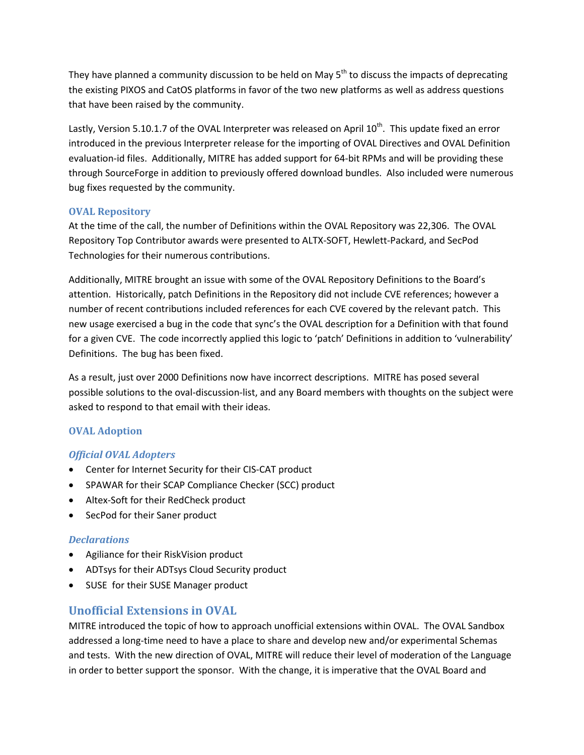They have planned a community discussion to be held on May 5th to discuss the impacts of deprecating the existing PIXOS and CatOS platforms in favor of the two new platforms as well as address questions that have been raised by the community.

Lastly, Version 5.10.1.7 of the OVAL Interpreter was released on April 10th. This update fixed an error introduced in the previous Interpreter release for the importing of OVAL Directives and OVAL Definition evaluation-id files. Additionally, MITRE has added support for 64-bit RPMs and will be providing these through SourceForge in addition to previously offered download bundles. Also included were numerous bug fixes requested by the community.

### OVAL Repository

At the time of the call, the number of Definitions within the OVAL Repository was 22,306. The OVAL Repository Top Contributor awards were presented to ALTX-SOFT, Hewlett-Packard, and SecPod Technologies for their numerous contributions.

Additionally, MITRE brought an issue with some of the OVAL Repository Definitions to the Board's attention. Historically, patch Definitions in the Repository did not include CVE references; however a number of recent contributions included references for each CVE covered by the relevant patch. This new usage exercised a bug in the code that sync's the OVAL description for a Definition with that found for a given CVE. The code incorrectly applied this logic to 'patch' Definitions in addition to 'vulnerability' Definitions. The bug has been fixed.

As a result, just over 2000 Definitions now have incorrect descriptions. MITRE has posed several possible solutions to the oval-discussion-list, and any Board members with thoughts on the subject were asked to respond to that email with their ideas.

### OVAL Adoption

#### *Official OVAL Adopters*

- Center for Internet Security for their CIS-CAT product
- SPAWAR for their SCAP Compliance Checker (SCC) product
- Altex-Soft for their RedCheck product
- SecPod for their Saner product

#### *Declarations*

- Agiliance for their RiskVision product
- ADTsys for their ADTsys Cloud Security product
- SUSE for their SUSE Manager product

## Unofficial Extensions in OVAL

MITRE introduced the topic of how to approach unofficial extensions within OVAL. The OVAL Sandbox addressed a long-time need to have a place to share and develop new and/or experimental Schemas and tests. With the new direction of OVAL, MITRE will reduce their level of moderation of the Language in order to better support the sponsor. With the change, it is imperative that the OVAL Board and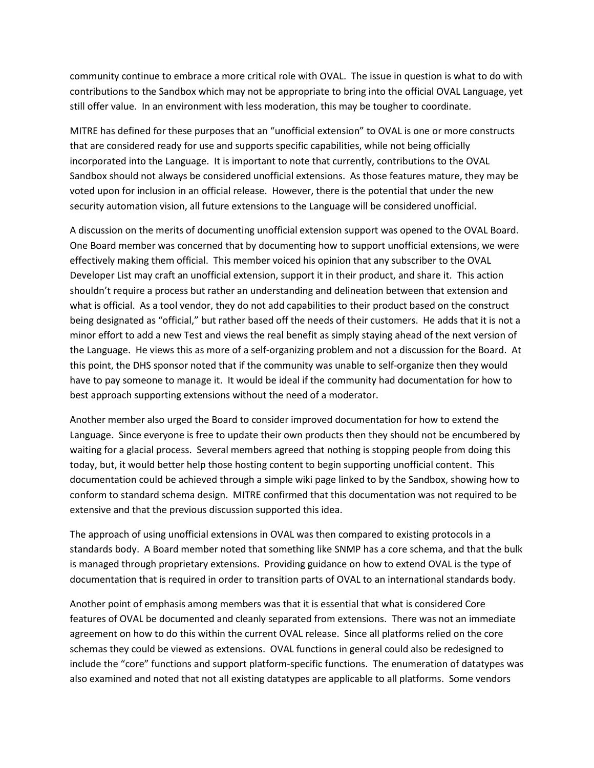community continue to embrace a more critical role with OVAL. The issue in question is what to do with contributions to the Sandbox which may not be appropriate to bring into the official OVAL Language, yet still offer value. In an environment with less moderation, this may be tougher to coordinate.

MITRE has defined for these purposes that an "unofficial extension" to OVAL is one or more constructs that are considered ready for use and supports specific capabilities, while not being officially incorporated into the Language. It is important to note that currently, contributions to the OVAL Sandbox should not always be considered unofficial extensions. As those features mature, they may be voted upon for inclusion in an official release. However, there is the potential that under the new security automation vision, all future extensions to the Language will be considered unofficial.

A discussion on the merits of documenting unofficial extension support was opened to the OVAL Board. One Board member was concerned that by documenting how to support unofficial extensions, we were effectively making them official. This member voiced his opinion that any subscriber to the OVAL Developer List may craft an unofficial extension, support it in their product, and share it. This action shouldn't require a process but rather an understanding and delineation between that extension and what is official. As a tool vendor, they do not add capabilities to their product based on the construct being designated as "official," but rather based off the needs of their customers. He adds that it is not a minor effort to add a new Test and views the real benefit as simply staying ahead of the next version of the Language. He views this as more of a self-organizing problem and not a discussion for the Board. At this point, the DHS sponsor noted that if the community was unable to self-organize then they would have to pay someone to manage it. It would be ideal if the community had documentation for how to best approach supporting extensions without the need of a moderator.

Another member also urged the Board to consider improved documentation for how to extend the Language. Since everyone is free to update their own products then they should not be encumbered by waiting for a glacial process. Several members agreed that nothing is stopping people from doing this today, but, it would better help those hosting content to begin supporting unofficial content. This documentation could be achieved through a simple wiki page linked to by the Sandbox, showing how to conform to standard schema design. MITRE confirmed that this documentation was not required to be extensive and that the previous discussion supported this idea.

The approach of using unofficial extensions in OVAL was then compared to existing protocols in a standards body. A Board member noted that something like SNMP has a core schema, and that the bulk is managed through proprietary extensions. Providing guidance on how to extend OVAL is the type of documentation that is required in order to transition parts of OVAL to an international standards body.

Another point of emphasis among members was that it is essential that what is considered Core features of OVAL be documented and cleanly separated from extensions. There was not an immediate agreement on how to do this within the current OVAL release. Since all platforms relied on the core schemas they could be viewed as extensions. OVAL functions in general could also be redesigned to include the "core" functions and support platform-specific functions. The enumeration of datatypes was also examined and noted that not all existing datatypes are applicable to all platforms. Some vendors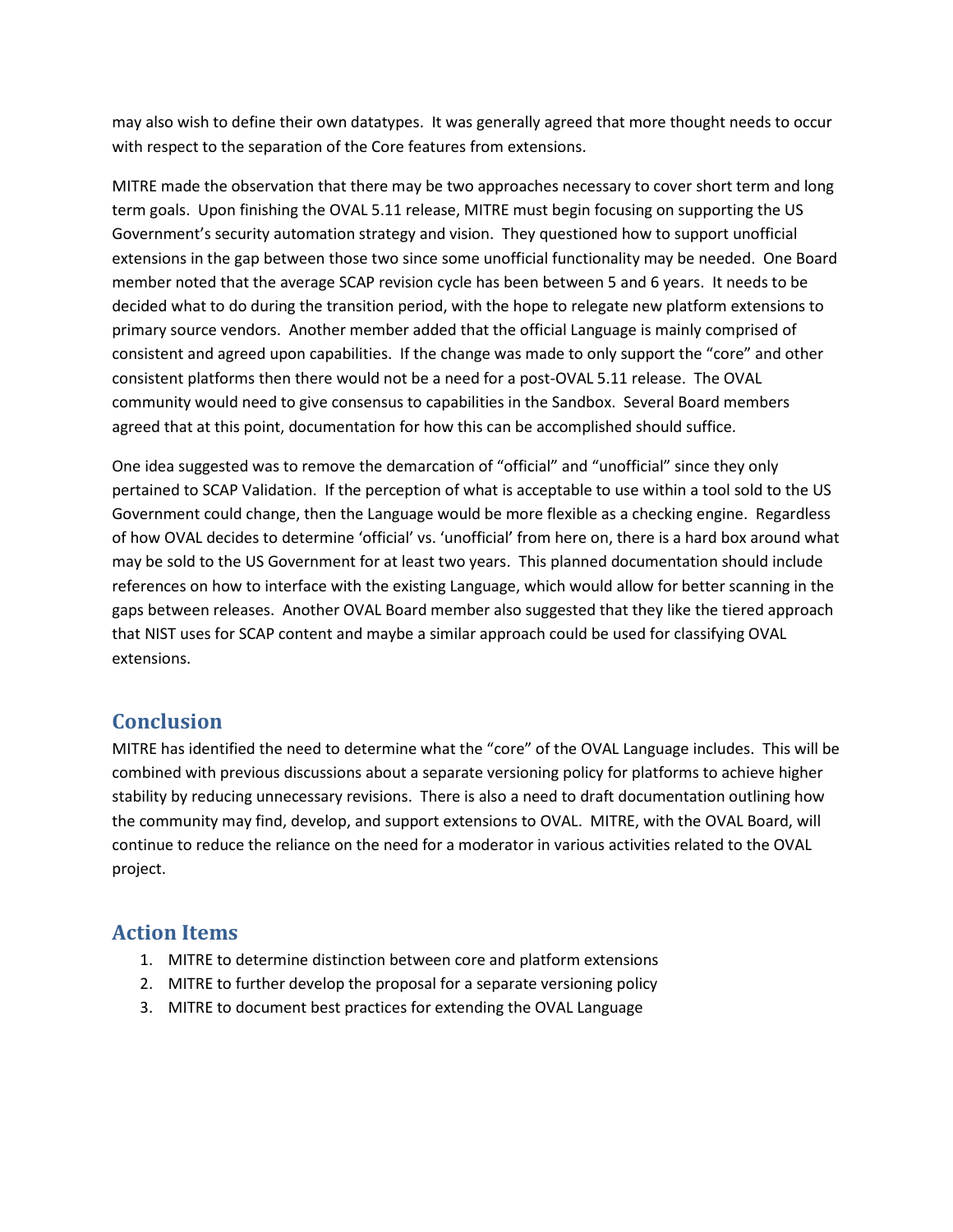may also wish to define their own datatypes. It was generally agreed that more thought needs to occur with respect to the separation of the Core features from extensions.

MITRE made the observation that there may be two approaches necessary to cover short term and long term goals. Upon finishing the OVAL 5.11 release, MITRE must begin focusing on supporting the US Government's security automation strategy and vision. They questioned how to support unofficial extensions in the gap between those two since some unofficial functionality may be needed. One Board member noted that the average SCAP revision cycle has been between 5 and 6 years. It needs to be decided what to do during the transition period, with the hope to relegate new platform extensions to primary source vendors. Another member added that the official Language is mainly comprised of consistent and agreed upon capabilities. If the change was made to only support the "core" and other consistent platforms then there would not be a need for a post-OVAL 5.11 release. The OVAL community would need to give consensus to capabilities in the Sandbox. Several Board members agreed that at this point, documentation for how this can be accomplished should suffice.

One idea suggested was to remove the demarcation of "official" and "unofficial" since they only pertained to SCAP Validation. If the perception of what is acceptable to use within a tool sold to the US Government could change, then the Language would be more flexible as a checking engine. Regardless of how OVAL decides to determine 'official' vs. 'unofficial' from here on, there is a hard box around what may be sold to the US Government for at least two years. This planned documentation should include references on how to interface with the existing Language, which would allow for better scanning in the gaps between releases. Another OVAL Board member also suggested that they like the tiered approach that NIST uses for SCAP content and maybe a similar approach could be used for classifying OVAL extensions.

## Conclusion

MITRE has identified the need to determine what the "core" of the OVAL Language includes. This will be combined with previous discussions about a separate versioning policy for platforms to achieve higher stability by reducing unnecessary revisions. There is also a need to draft documentation outlining how the community may find, develop, and support extensions to OVAL. MITRE, with the OVAL Board, will continue to reduce the reliance on the need for a moderator in various activities related to the OVAL project.

## Action Items

1. MITRE to determine distinction between core and platform extensions
2. MITRE to further develop the proposal for a separate versioning policy
3. MITRE to document best practices for extending the OVAL Language